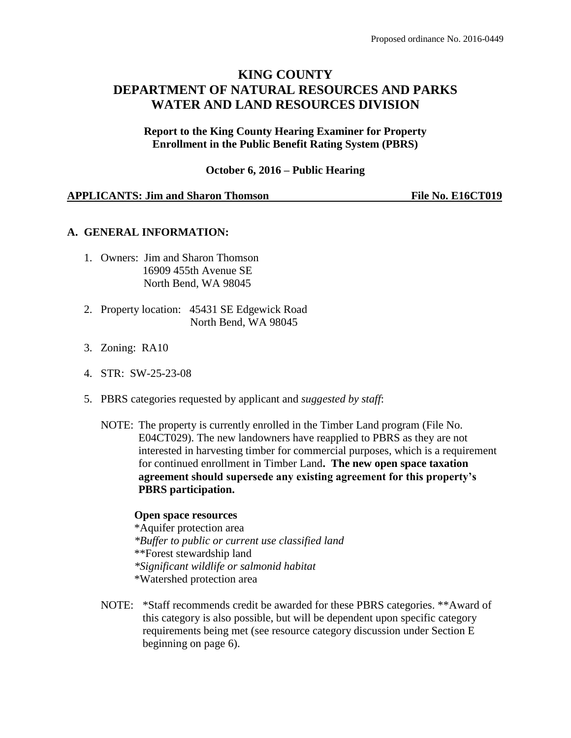Proposed ordinance No. 2016-0449

# KING COUNTY
# DEPARTMENT OF NATURAL RESOURCES AND PARKS
# WATER AND LAND RESOURCES DIVISION

**Report to the King County Hearing Examiner for Property Enrollment in the Public Benefit Rating System (PBRS)**

**October 6, 2016 – Public Hearing**

**APPLICANTS: Jim and Sharon Thomson File No. E16CT019**

## A. GENERAL INFORMATION:

1. Owners: Jim and Sharon Thomson
   16909 455th Avenue SE
   North Bend, WA 98045

2. Property location: 45431 SE Edgewick Road
   North Bend, WA 98045

3. Zoning: RA10

4. STR: SW-25-23-08

5. PBRS categories requested by applicant and *suggested by staff*:

   NOTE: The property is currently enrolled in the Timber Land program (File No. E04CT029). The new landowners have reapplied to PBRS as they are not interested in harvesting timber for commercial purposes, which is a requirement for continued enrollment in Timber Land**. The new open space taxation agreement should supersede any existing agreement for this property's PBRS participation.**

   **Open space resources**
   *Aquifer protection area
   *\*Buffer to public or current use classified land*
   **Forest stewardship land
   *\*Significant wildlife or salmonid habitat*
   *Watershed protection area

   NOTE: *Staff recommends credit be awarded for these PBRS categories. **Award of this category is also possible, but will be dependent upon specific category requirements being met (see resource category discussion under Section E beginning on page 6).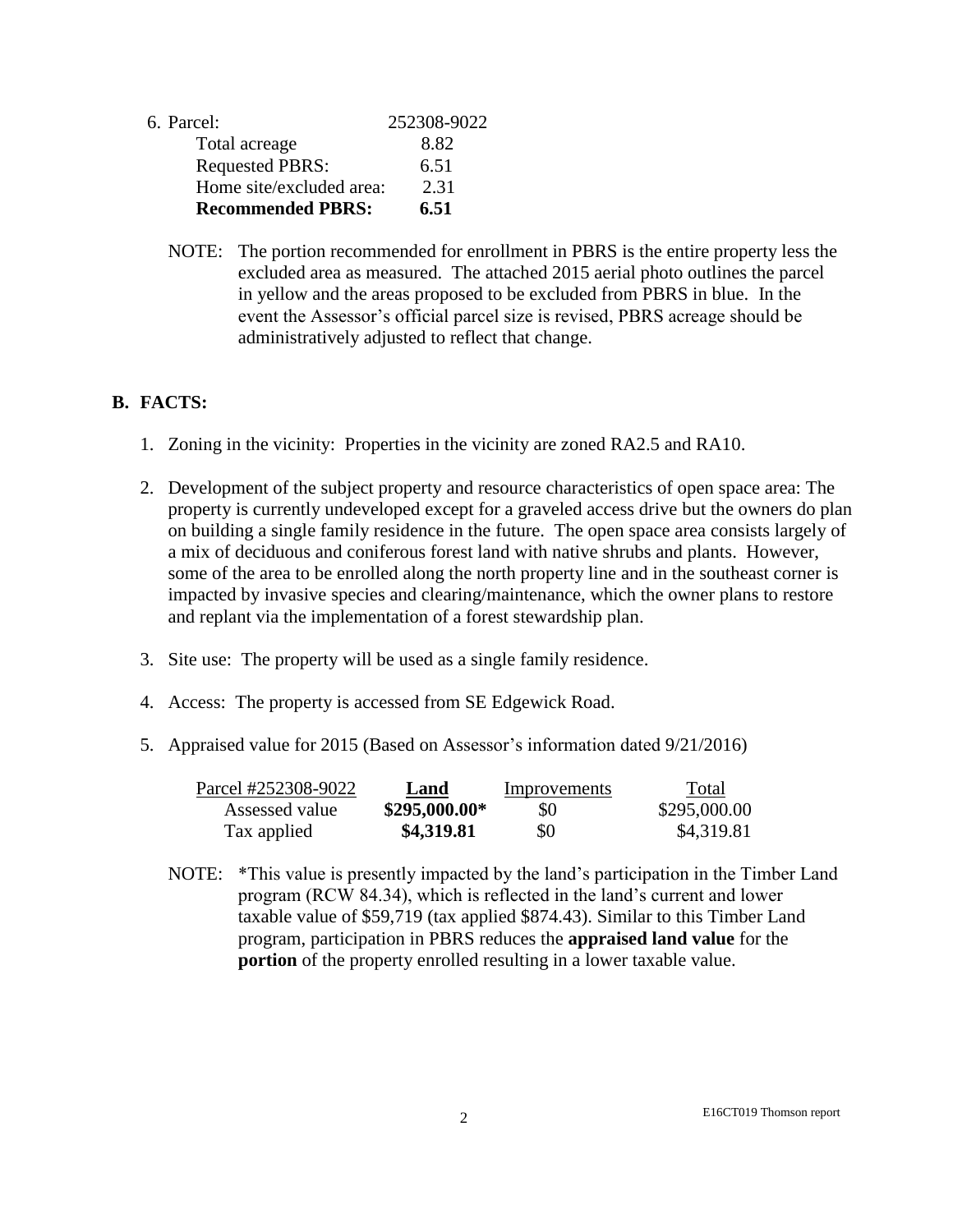6. Parcel: 252308-9022

| | |
|---|---|
| Total acreage | 8.82 |
| Requested PBRS: | 6.51 |
| Home site/excluded area: | 2.31 |
| **Recommended PBRS:** | **6.51** |

NOTE: The portion recommended for enrollment in PBRS is the entire property less the excluded area as measured. The attached 2015 aerial photo outlines the parcel in yellow and the areas proposed to be excluded from PBRS in blue. In the event the Assessor's official parcel size is revised, PBRS acreage should be administratively adjusted to reflect that change.

## B. FACTS:

1. Zoning in the vicinity: Properties in the vicinity are zoned RA2.5 and RA10.
2. Development of the subject property and resource characteristics of open space area: The property is currently undeveloped except for a graveled access drive but the owners do plan on building a single family residence in the future. The open space area consists largely of a mix of deciduous and coniferous forest land with native shrubs and plants. However, some of the area to be enrolled along the north property line and in the southeast corner is impacted by invasive species and clearing/maintenance, which the owner plans to restore and replant via the implementation of a forest stewardship plan.
3. Site use: The property will be used as a single family residence.
4. Access: The property is accessed from SE Edgewick Road.
5. Appraised value for 2015 (Based on Assessor's information dated 9/21/2016)

| Parcel #252308-9022 | **Land** | Improvements | Total |
|---|---|---|---|
| Assessed value | **$295,000.00*** | $0 | $295,000.00 |
| Tax applied | **$4,319.81** | $0 | $4,319.81 |

NOTE: *This value is presently impacted by the land's participation in the Timber Land program (RCW 84.34), which is reflected in the land's current and lower taxable value of $59,719 (tax applied $874.43). Similar to this Timber Land program, participation in PBRS reduces the **appraised land value** for the **portion** of the property enrolled resulting in a lower taxable value.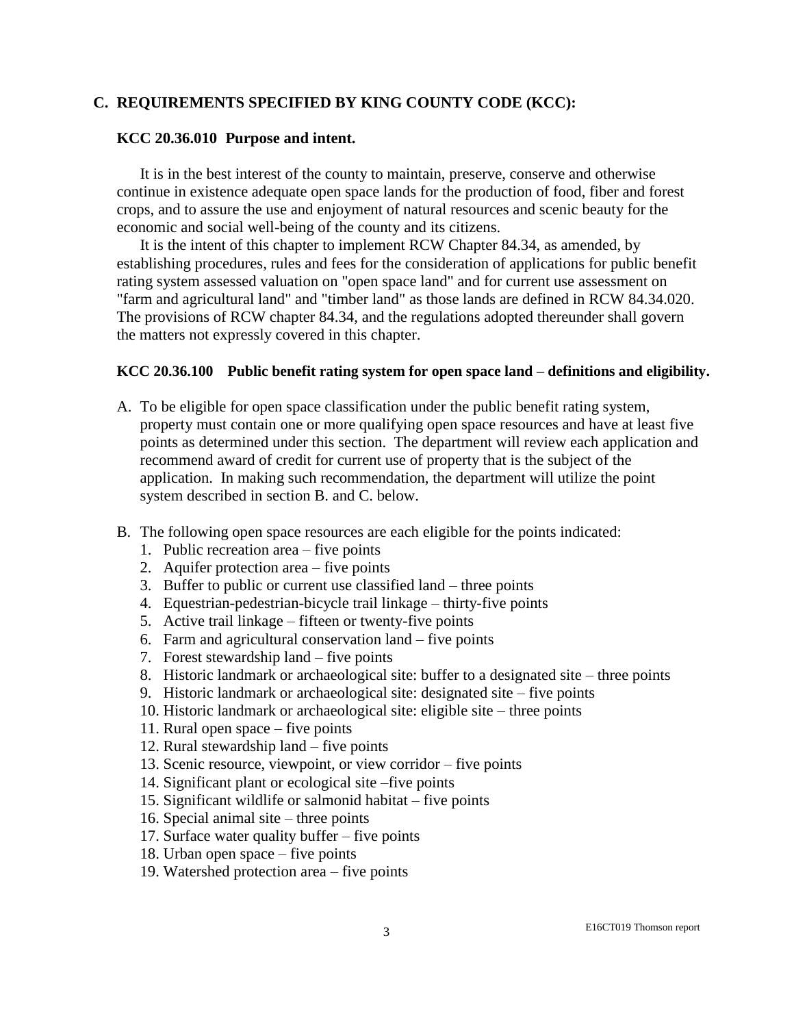## C. REQUIREMENTS SPECIFIED BY KING COUNTY CODE (KCC):

### KCC 20.36.010 Purpose and intent.

It is in the best interest of the county to maintain, preserve, conserve and otherwise continue in existence adequate open space lands for the production of food, fiber and forest crops, and to assure the use and enjoyment of natural resources and scenic beauty for the economic and social well-being of the county and its citizens.

It is the intent of this chapter to implement RCW Chapter 84.34, as amended, by establishing procedures, rules and fees for the consideration of applications for public benefit rating system assessed valuation on "open space land" and for current use assessment on "farm and agricultural land" and "timber land" as those lands are defined in RCW 84.34.020. The provisions of RCW chapter 84.34, and the regulations adopted thereunder shall govern the matters not expressly covered in this chapter.

### KCC 20.36.100 Public benefit rating system for open space land – definitions and eligibility.

A. To be eligible for open space classification under the public benefit rating system, property must contain one or more qualifying open space resources and have at least five points as determined under this section. The department will review each application and recommend award of credit for current use of property that is the subject of the application. In making such recommendation, the department will utilize the point system described in section B. and C. below.

B. The following open space resources are each eligible for the points indicated:
   1. Public recreation area – five points
   2. Aquifer protection area – five points
   3. Buffer to public or current use classified land – three points
   4. Equestrian-pedestrian-bicycle trail linkage – thirty-five points
   5. Active trail linkage – fifteen or twenty-five points
   6. Farm and agricultural conservation land – five points
   7. Forest stewardship land – five points
   8. Historic landmark or archaeological site: buffer to a designated site – three points
   9. Historic landmark or archaeological site: designated site – five points
   10. Historic landmark or archaeological site: eligible site – three points
   11. Rural open space – five points
   12. Rural stewardship land – five points
   13. Scenic resource, viewpoint, or view corridor – five points
   14. Significant plant or ecological site –five points
   15. Significant wildlife or salmonid habitat – five points
   16. Special animal site – three points
   17. Surface water quality buffer – five points
   18. Urban open space – five points
   19. Watershed protection area – five points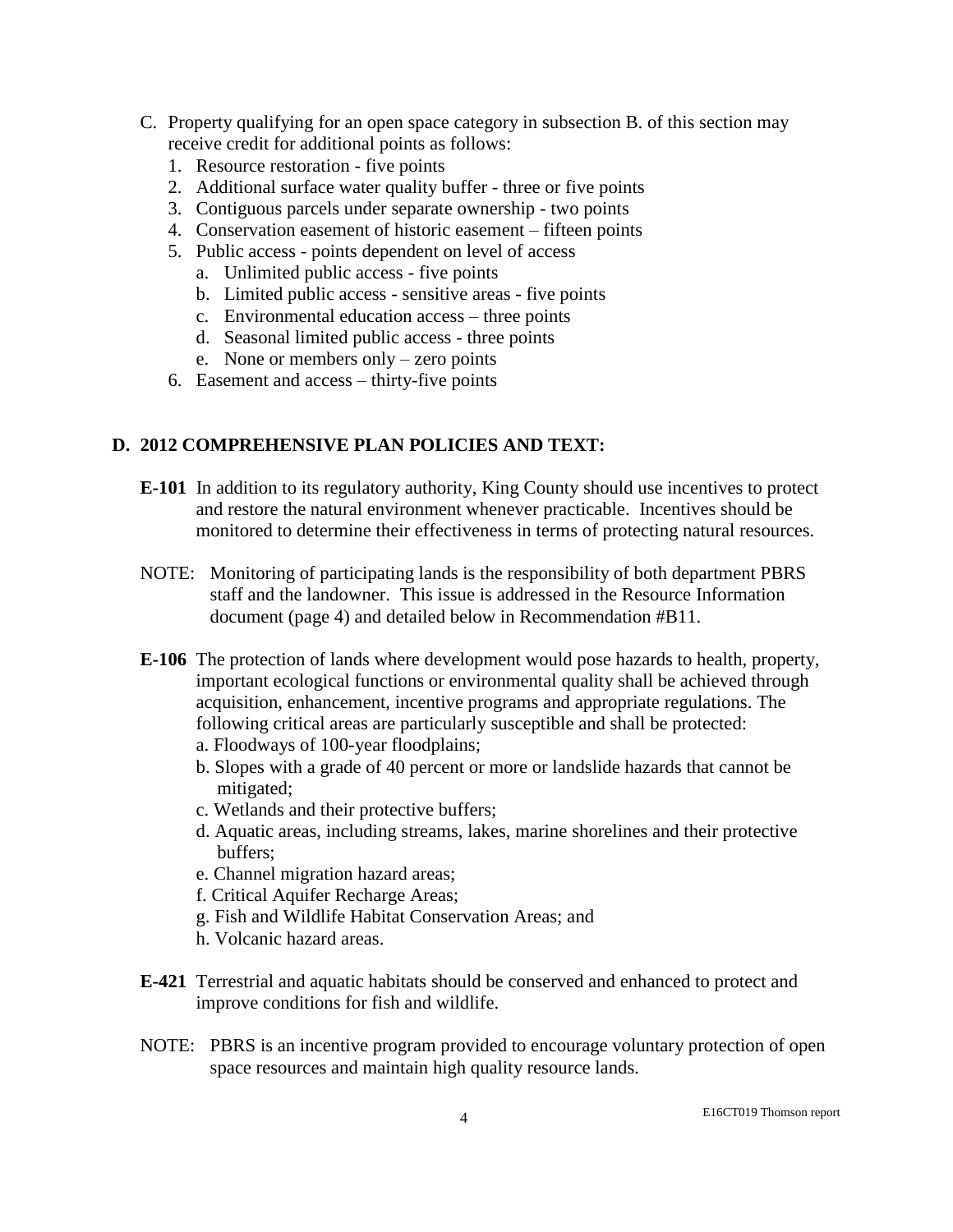C. Property qualifying for an open space category in subsection B. of this section may receive credit for additional points as follows:
   1. Resource restoration - five points
   2. Additional surface water quality buffer - three or five points
   3. Contiguous parcels under separate ownership - two points
   4. Conservation easement of historic easement – fifteen points
   5. Public access - points dependent on level of access
      a. Unlimited public access - five points
      b. Limited public access - sensitive areas - five points
      c. Environmental education access – three points
      d. Seasonal limited public access - three points
      e. None or members only – zero points
   6. Easement and access – thirty-five points

## D. 2012 COMPREHENSIVE PLAN POLICIES AND TEXT:

**E-101** In addition to its regulatory authority, King County should use incentives to protect and restore the natural environment whenever practicable. Incentives should be monitored to determine their effectiveness in terms of protecting natural resources.

NOTE: Monitoring of participating lands is the responsibility of both department PBRS staff and the landowner. This issue is addressed in the Resource Information document (page 4) and detailed below in Recommendation #B11.

**E-106** The protection of lands where development would pose hazards to health, property, important ecological functions or environmental quality shall be achieved through acquisition, enhancement, incentive programs and appropriate regulations. The following critical areas are particularly susceptible and shall be protected:
a. Floodways of 100-year floodplains;
b. Slopes with a grade of 40 percent or more or landslide hazards that cannot be mitigated;
c. Wetlands and their protective buffers;
d. Aquatic areas, including streams, lakes, marine shorelines and their protective buffers;
e. Channel migration hazard areas;
f. Critical Aquifer Recharge Areas;
g. Fish and Wildlife Habitat Conservation Areas; and
h. Volcanic hazard areas.

**E-421** Terrestrial and aquatic habitats should be conserved and enhanced to protect and improve conditions for fish and wildlife.

NOTE: PBRS is an incentive program provided to encourage voluntary protection of open space resources and maintain high quality resource lands.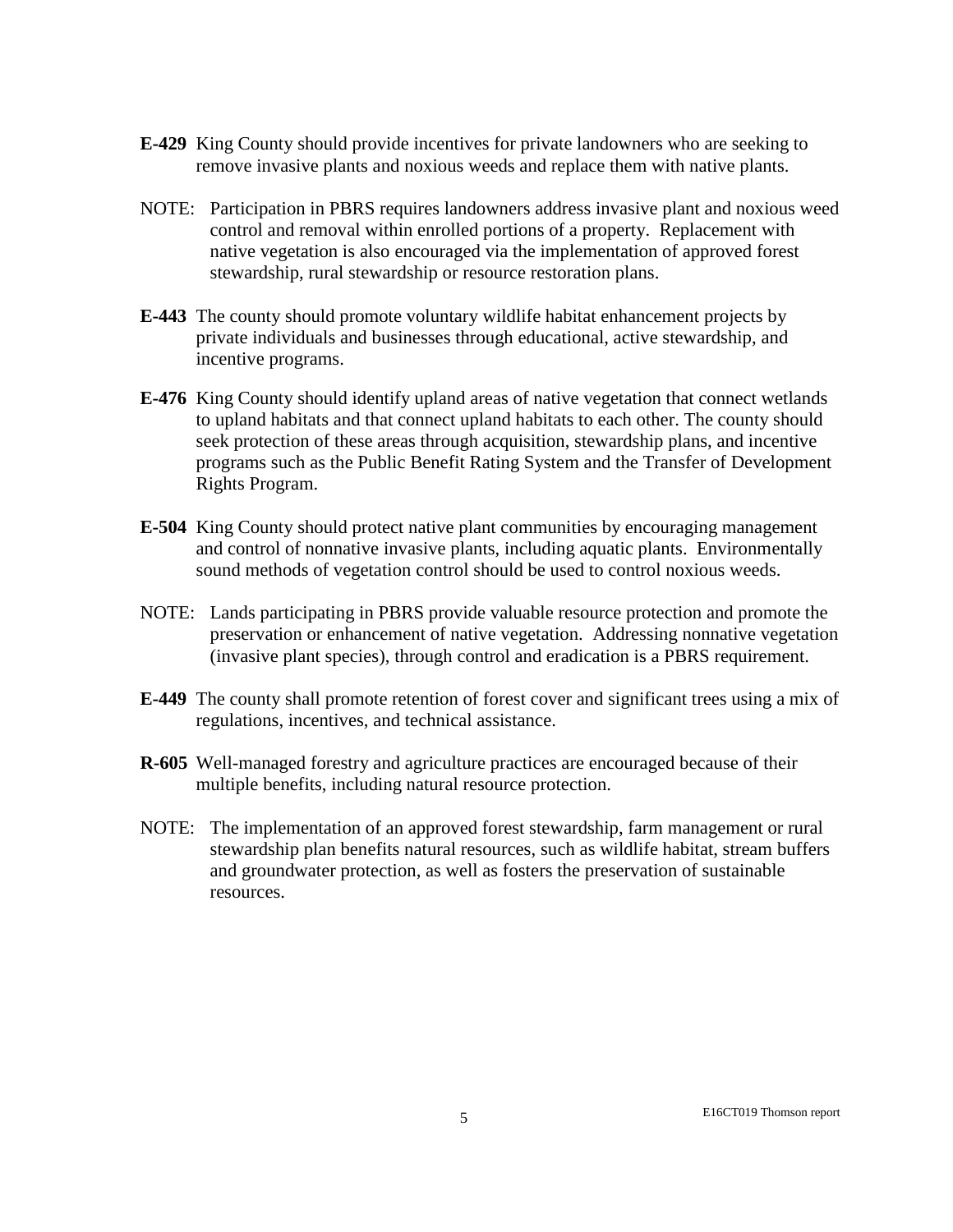**E-429** King County should provide incentives for private landowners who are seeking to remove invasive plants and noxious weeds and replace them with native plants.

NOTE: Participation in PBRS requires landowners address invasive plant and noxious weed control and removal within enrolled portions of a property. Replacement with native vegetation is also encouraged via the implementation of approved forest stewardship, rural stewardship or resource restoration plans.

**E-443** The county should promote voluntary wildlife habitat enhancement projects by private individuals and businesses through educational, active stewardship, and incentive programs.

**E-476** King County should identify upland areas of native vegetation that connect wetlands to upland habitats and that connect upland habitats to each other. The county should seek protection of these areas through acquisition, stewardship plans, and incentive programs such as the Public Benefit Rating System and the Transfer of Development Rights Program.

**E-504** King County should protect native plant communities by encouraging management and control of nonnative invasive plants, including aquatic plants. Environmentally sound methods of vegetation control should be used to control noxious weeds.

NOTE: Lands participating in PBRS provide valuable resource protection and promote the preservation or enhancement of native vegetation. Addressing nonnative vegetation (invasive plant species), through control and eradication is a PBRS requirement.

**E-449** The county shall promote retention of forest cover and significant trees using a mix of regulations, incentives, and technical assistance.

**R-605** Well-managed forestry and agriculture practices are encouraged because of their multiple benefits, including natural resource protection.

NOTE: The implementation of an approved forest stewardship, farm management or rural stewardship plan benefits natural resources, such as wildlife habitat, stream buffers and groundwater protection, as well as fosters the preservation of sustainable resources.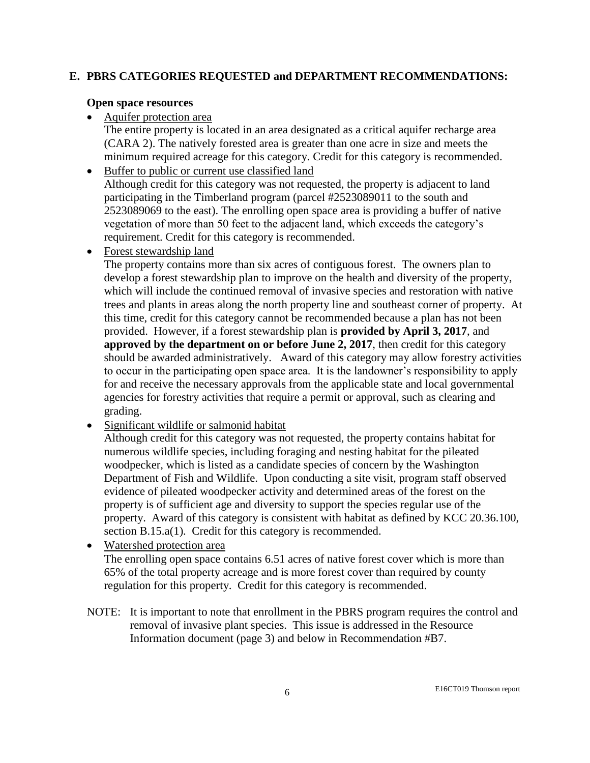## E. PBRS CATEGORIES REQUESTED and DEPARTMENT RECOMMENDATIONS:

### Open space resources

- Aquifer protection area
  The entire property is located in an area designated as a critical aquifer recharge area (CARA 2). The natively forested area is greater than one acre in size and meets the minimum required acreage for this category. Credit for this category is recommended.
- Buffer to public or current use classified land
  Although credit for this category was not requested, the property is adjacent to land participating in the Timberland program (parcel #2523089011 to the south and 2523089069 to the east). The enrolling open space area is providing a buffer of native vegetation of more than 50 feet to the adjacent land, which exceeds the category's requirement. Credit for this category is recommended.
- Forest stewardship land
  The property contains more than six acres of contiguous forest. The owners plan to develop a forest stewardship plan to improve on the health and diversity of the property, which will include the continued removal of invasive species and restoration with native trees and plants in areas along the north property line and southeast corner of property. At this time, credit for this category cannot be recommended because a plan has not been provided. However, if a forest stewardship plan is **provided by April 3, 2017**, and **approved by the department on or before June 2, 2017**, then credit for this category should be awarded administratively. Award of this category may allow forestry activities to occur in the participating open space area. It is the landowner's responsibility to apply for and receive the necessary approvals from the applicable state and local governmental agencies for forestry activities that require a permit or approval, such as clearing and grading.
- Significant wildlife or salmonid habitat
  Although credit for this category was not requested, the property contains habitat for numerous wildlife species, including foraging and nesting habitat for the pileated woodpecker, which is listed as a candidate species of concern by the Washington Department of Fish and Wildlife. Upon conducting a site visit, program staff observed evidence of pileated woodpecker activity and determined areas of the forest on the property is of sufficient age and diversity to support the species regular use of the property. Award of this category is consistent with habitat as defined by KCC 20.36.100, section B.15.a(1). Credit for this category is recommended.
- Watershed protection area
  The enrolling open space contains 6.51 acres of native forest cover which is more than 65% of the total property acreage and is more forest cover than required by county regulation for this property. Credit for this category is recommended.

NOTE: It is important to note that enrollment in the PBRS program requires the control and removal of invasive plant species. This issue is addressed in the Resource Information document (page 3) and below in Recommendation #B7.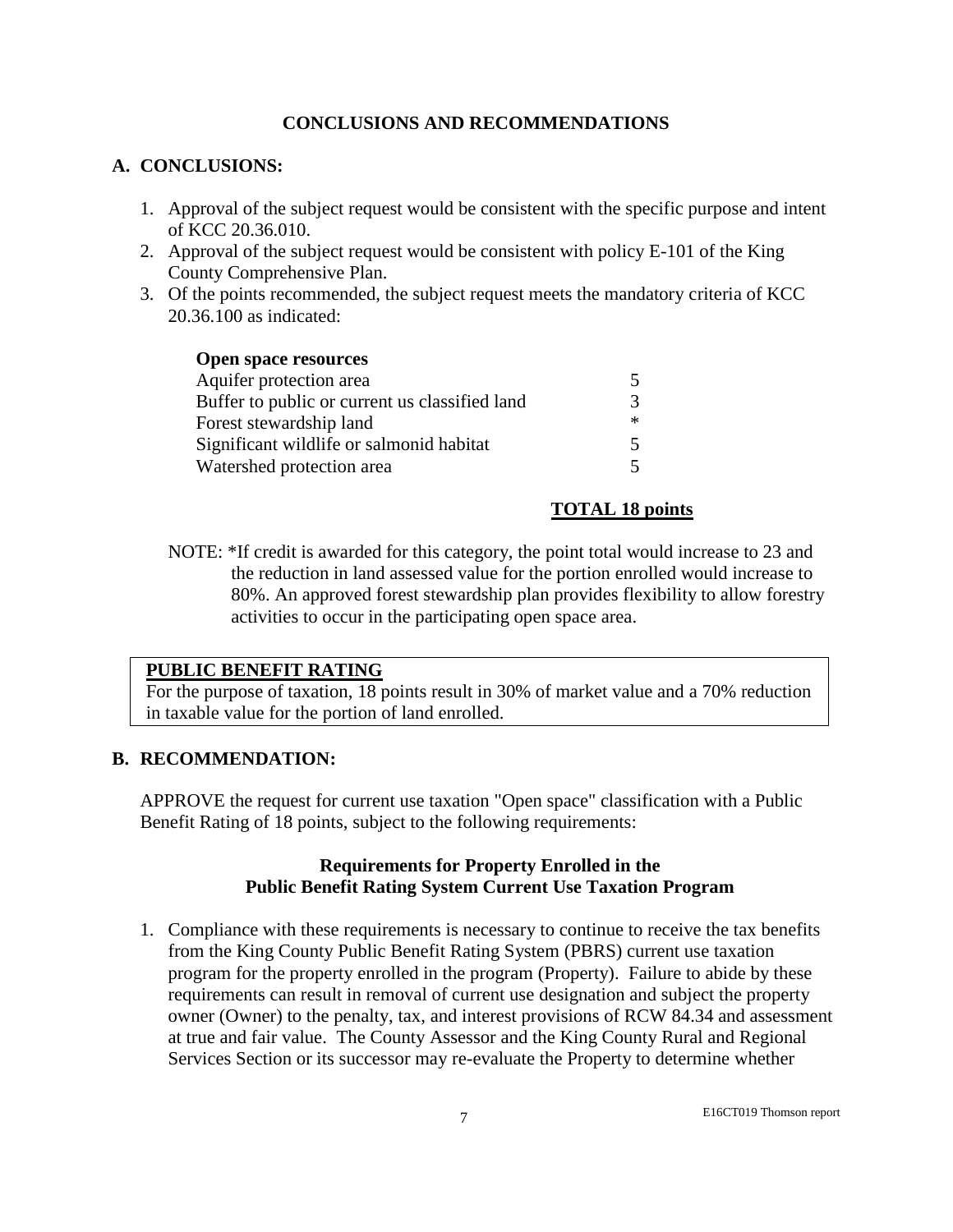## CONCLUSIONS AND RECOMMENDATIONS

### A. CONCLUSIONS:

1. Approval of the subject request would be consistent with the specific purpose and intent of KCC 20.36.010.
2. Approval of the subject request would be consistent with policy E-101 of the King County Comprehensive Plan.
3. Of the points recommended, the subject request meets the mandatory criteria of KCC 20.36.100 as indicated:

| **Open space resources** | |
|---|---|
| Aquifer protection area | 5 |
| Buffer to public or current us classified land | 3 |
| Forest stewardship land | * |
| Significant wildlife or salmonid habitat | 5 |
| Watershed protection area | 5 |
| | **TOTAL 18 points** |

NOTE: *If credit is awarded for this category, the point total would increase to 23 and the reduction in land assessed value for the portion enrolled would increase to 80%. An approved forest stewardship plan provides flexibility to allow forestry activities to occur in the participating open space area.

> **PUBLIC BENEFIT RATING**
> For the purpose of taxation, 18 points result in 30% of market value and a 70% reduction in taxable value for the portion of land enrolled.

### B. RECOMMENDATION:

APPROVE the request for current use taxation "Open space" classification with a Public Benefit Rating of 18 points, subject to the following requirements:

**Requirements for Property Enrolled in the Public Benefit Rating System Current Use Taxation Program**

1. Compliance with these requirements is necessary to continue to receive the tax benefits from the King County Public Benefit Rating System (PBRS) current use taxation program for the property enrolled in the program (Property). Failure to abide by these requirements can result in removal of current use designation and subject the property owner (Owner) to the penalty, tax, and interest provisions of RCW 84.34 and assessment at true and fair value. The County Assessor and the King County Rural and Regional Services Section or its successor may re-evaluate the Property to determine whether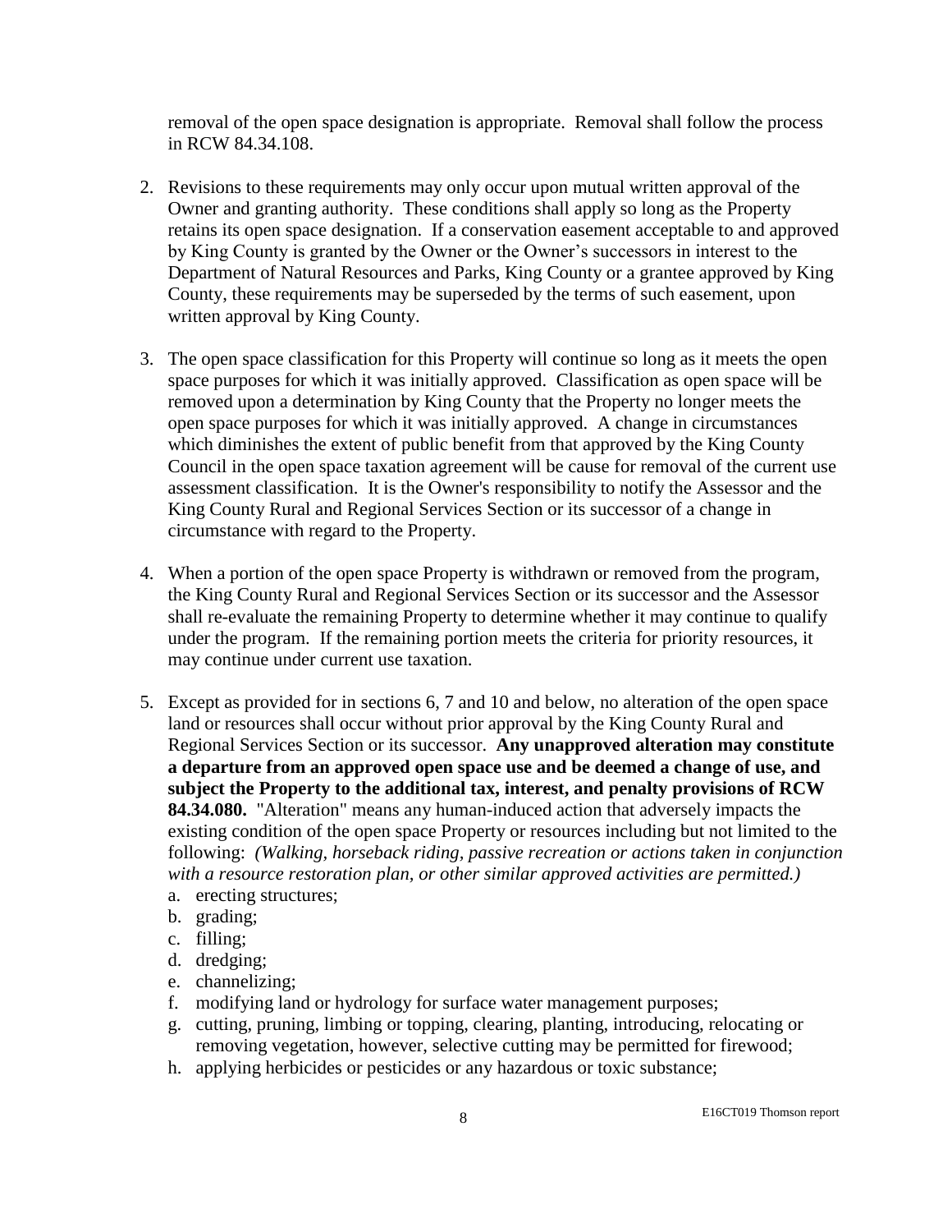removal of the open space designation is appropriate. Removal shall follow the process in RCW 84.34.108.

2. Revisions to these requirements may only occur upon mutual written approval of the Owner and granting authority. These conditions shall apply so long as the Property retains its open space designation. If a conservation easement acceptable to and approved by King County is granted by the Owner or the Owner's successors in interest to the Department of Natural Resources and Parks, King County or a grantee approved by King County, these requirements may be superseded by the terms of such easement, upon written approval by King County.

3. The open space classification for this Property will continue so long as it meets the open space purposes for which it was initially approved. Classification as open space will be removed upon a determination by King County that the Property no longer meets the open space purposes for which it was initially approved. A change in circumstances which diminishes the extent of public benefit from that approved by the King County Council in the open space taxation agreement will be cause for removal of the current use assessment classification. It is the Owner's responsibility to notify the Assessor and the King County Rural and Regional Services Section or its successor of a change in circumstance with regard to the Property.

4. When a portion of the open space Property is withdrawn or removed from the program, the King County Rural and Regional Services Section or its successor and the Assessor shall re-evaluate the remaining Property to determine whether it may continue to qualify under the program. If the remaining portion meets the criteria for priority resources, it may continue under current use taxation.

5. Except as provided for in sections 6, 7 and 10 and below, no alteration of the open space land or resources shall occur without prior approval by the King County Rural and Regional Services Section or its successor. **Any unapproved alteration may constitute a departure from an approved open space use and be deemed a change of use, and subject the Property to the additional tax, interest, and penalty provisions of RCW 84.34.080.** "Alteration" means any human-induced action that adversely impacts the existing condition of the open space Property or resources including but not limited to the following: *(Walking, horseback riding, passive recreation or actions taken in conjunction with a resource restoration plan, or other similar approved activities are permitted.)*
   a. erecting structures;
   b. grading;
   c. filling;
   d. dredging;
   e. channelizing;
   f. modifying land or hydrology for surface water management purposes;
   g. cutting, pruning, limbing or topping, clearing, planting, introducing, relocating or removing vegetation, however, selective cutting may be permitted for firewood;
   h. applying herbicides or pesticides or any hazardous or toxic substance;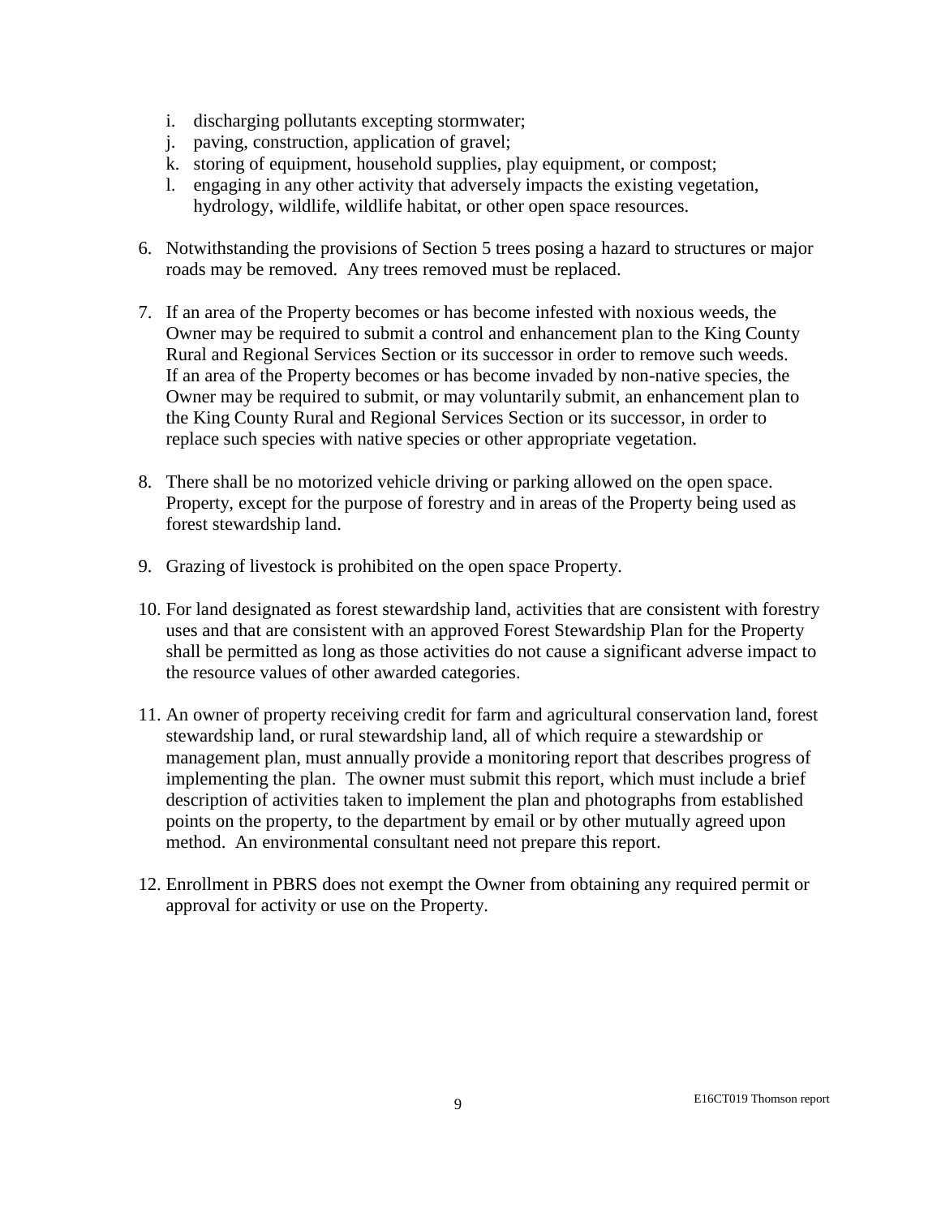i. discharging pollutants excepting stormwater;
   j. paving, construction, application of gravel;
   k. storing of equipment, household supplies, play equipment, or compost;
   l. engaging in any other activity that adversely impacts the existing vegetation, hydrology, wildlife, wildlife habitat, or other open space resources.

6. Notwithstanding the provisions of Section 5 trees posing a hazard to structures or major roads may be removed. Any trees removed must be replaced.

7. If an area of the Property becomes or has become infested with noxious weeds, the Owner may be required to submit a control and enhancement plan to the King County Rural and Regional Services Section or its successor in order to remove such weeds. If an area of the Property becomes or has become invaded by non-native species, the Owner may be required to submit, or may voluntarily submit, an enhancement plan to the King County Rural and Regional Services Section or its successor, in order to replace such species with native species or other appropriate vegetation.

8. There shall be no motorized vehicle driving or parking allowed on the open space. Property, except for the purpose of forestry and in areas of the Property being used as forest stewardship land.

9. Grazing of livestock is prohibited on the open space Property.

10. For land designated as forest stewardship land, activities that are consistent with forestry uses and that are consistent with an approved Forest Stewardship Plan for the Property shall be permitted as long as those activities do not cause a significant adverse impact to the resource values of other awarded categories.

11. An owner of property receiving credit for farm and agricultural conservation land, forest stewardship land, or rural stewardship land, all of which require a stewardship or management plan, must annually provide a monitoring report that describes progress of implementing the plan. The owner must submit this report, which must include a brief description of activities taken to implement the plan and photographs from established points on the property, to the department by email or by other mutually agreed upon method. An environmental consultant need not prepare this report.

12. Enrollment in PBRS does not exempt the Owner from obtaining any required permit or approval for activity or use on the Property.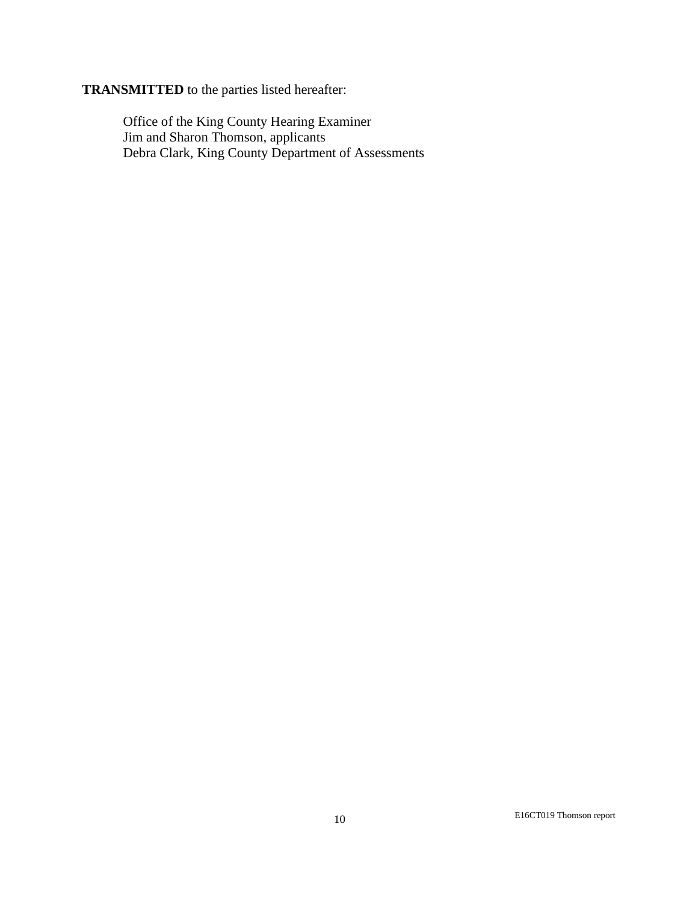**TRANSMITTED** to the parties listed hereafter:

Office of the King County Hearing Examiner
Jim and Sharon Thomson, applicants
Debra Clark, King County Department of Assessments